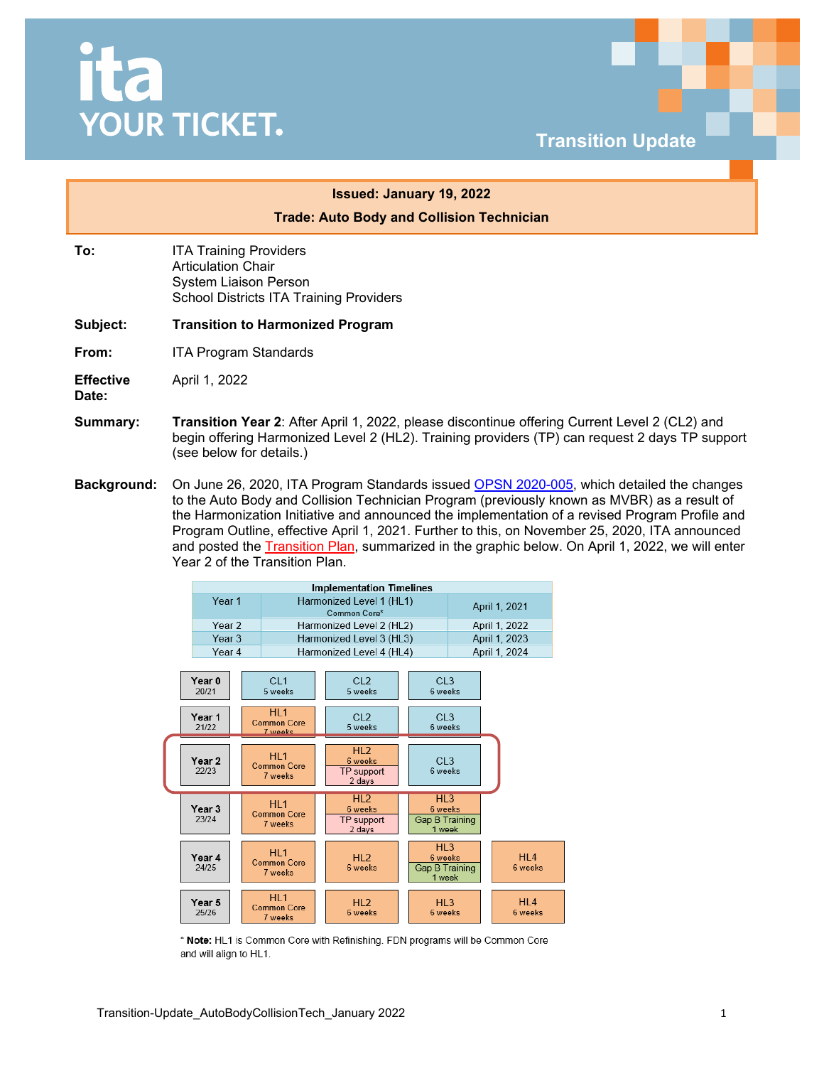# ita YOUR TICKET.

## Transition Update

**Issued: January 19, 2022**

**Trade: Auto Body and Collision Technician**

**To:** ITA Training Providers
Articulation Chair
System Liaison Person
School Districts ITA Training Providers

**Subject:** **Transition to Harmonized Program**

**From:** ITA Program Standards

**Effective Date:** April 1, 2022

**Summary:** **Transition Year 2**: After April 1, 2022, please discontinue offering Current Level 2 (CL2) and begin offering Harmonized Level 2 (HL2). Training providers (TP) can request 2 days TP support (see below for details.)

**Background:** On June 26, 2020, ITA Program Standards issued OPSN 2020-005, which detailed the changes to the Auto Body and Collision Technician Program (previously known as MVBR) as a result of the Harmonization Initiative and announced the implementation of a revised Program Profile and Program Outline, effective April 1, 2021. Further to this, on November 25, 2020, ITA announced and posted the Transition Plan, summarized in the graphic below. On April 1, 2022, we will enter Year 2 of the Transition Plan.

| Implementation Timelines | | |
|---|---|---|
| Year 1 | Harmonized Level 1 (HL1) Common Core* | April 1, 2021 |
| Year 2 | Harmonized Level 2 (HL2) | April 1, 2022 |
| Year 3 | Harmonized Level 3 (HL3) | April 1, 2023 |
| Year 4 | Harmonized Level 4 (HL4) | April 1, 2024 |

| Year | | | | |
|---|---|---|---|---|
| Year 0 20/21 | CL1 5 weeks | CL2 5 weeks | CL3 6 weeks | |
| Year 1 21/22 | HL1 Common Core 7 weeks | CL2 5 weeks | CL3 6 weeks | |
| Year 2 22/23 | HL1 Common Core 7 weeks | HL2 6 weeks; TP support 2 days | CL3 6 weeks | |
| Year 3 23/24 | HL1 Common Core 7 weeks | HL2 6 weeks; TP support 2 days | HL3 6 weeks; Gap B Training 1 week | |
| Year 4 24/25 | HL1 Common Core 7 weeks | HL2 6 weeks | HL3 6 weeks; Gap B Training 1 week | HL4 6 weeks |
| Year 5 25/26 | HL1 Common Core 7 weeks | HL2 6 weeks | HL3 6 weeks | HL4 6 weeks |

\* **Note:** HL1 is Common Core with Refinishing. FDN programs will be Common Core and will align to HL1.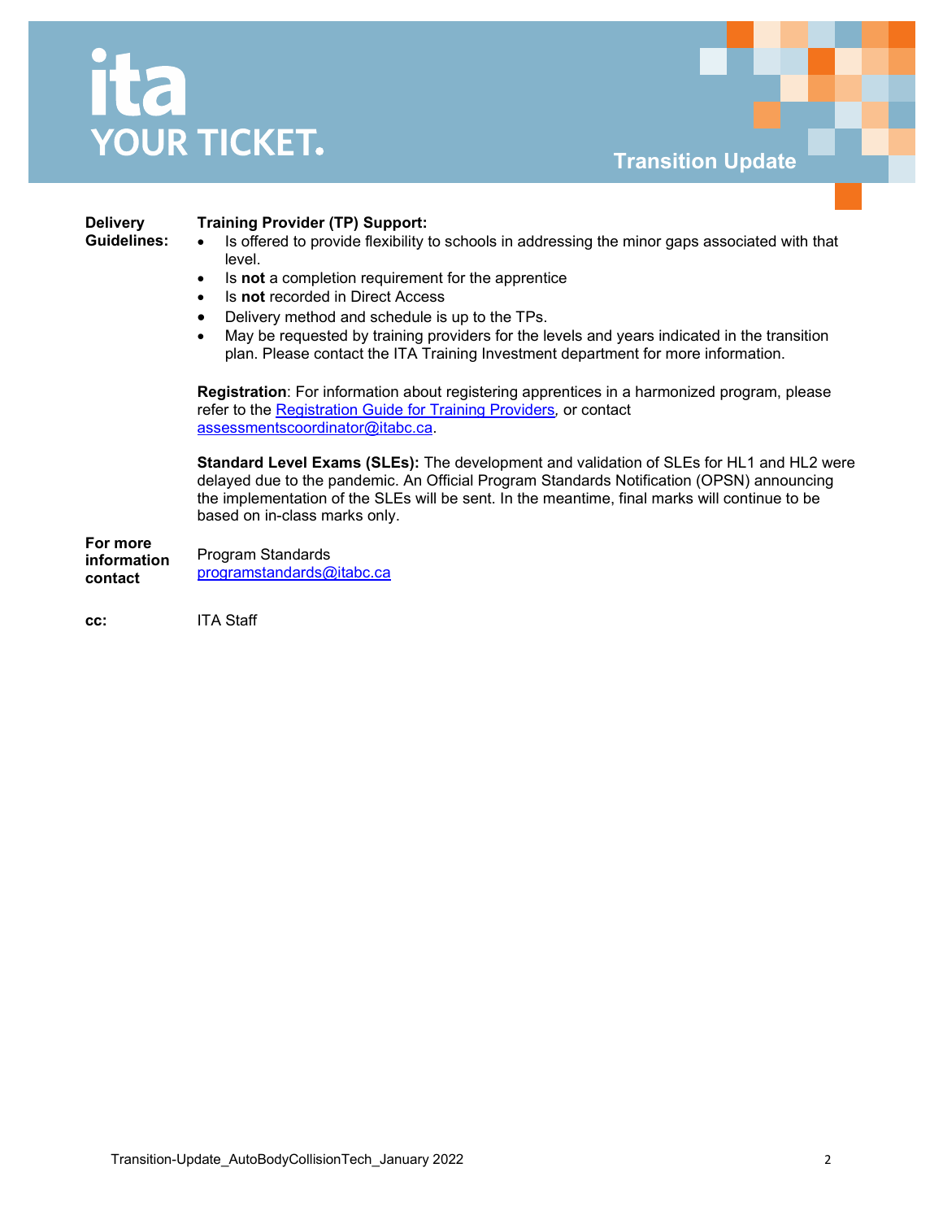**Delivery Guidelines:**

**Training Provider (TP) Support:**

- Is offered to provide flexibility to schools in addressing the minor gaps associated with that level.
- Is **not** a completion requirement for the apprentice
- Is **not** recorded in Direct Access
- Delivery method and schedule is up to the TPs.
- May be requested by training providers for the levels and years indicated in the transition plan. Please contact the ITA Training Investment department for more information.

**Registration**: For information about registering apprentices in a harmonized program, please refer to the Registration Guide for Training Providers, or contact assessmentscoordinator@itabc.ca.

**Standard Level Exams (SLEs):** The development and validation of SLEs for HL1 and HL2 were delayed due to the pandemic. An Official Program Standards Notification (OPSN) announcing the implementation of the SLEs will be sent. In the meantime, final marks will continue to be based on in-class marks only.

**For more information contact**

Program Standards
programstandards@itabc.ca

**cc:** ITA Staff